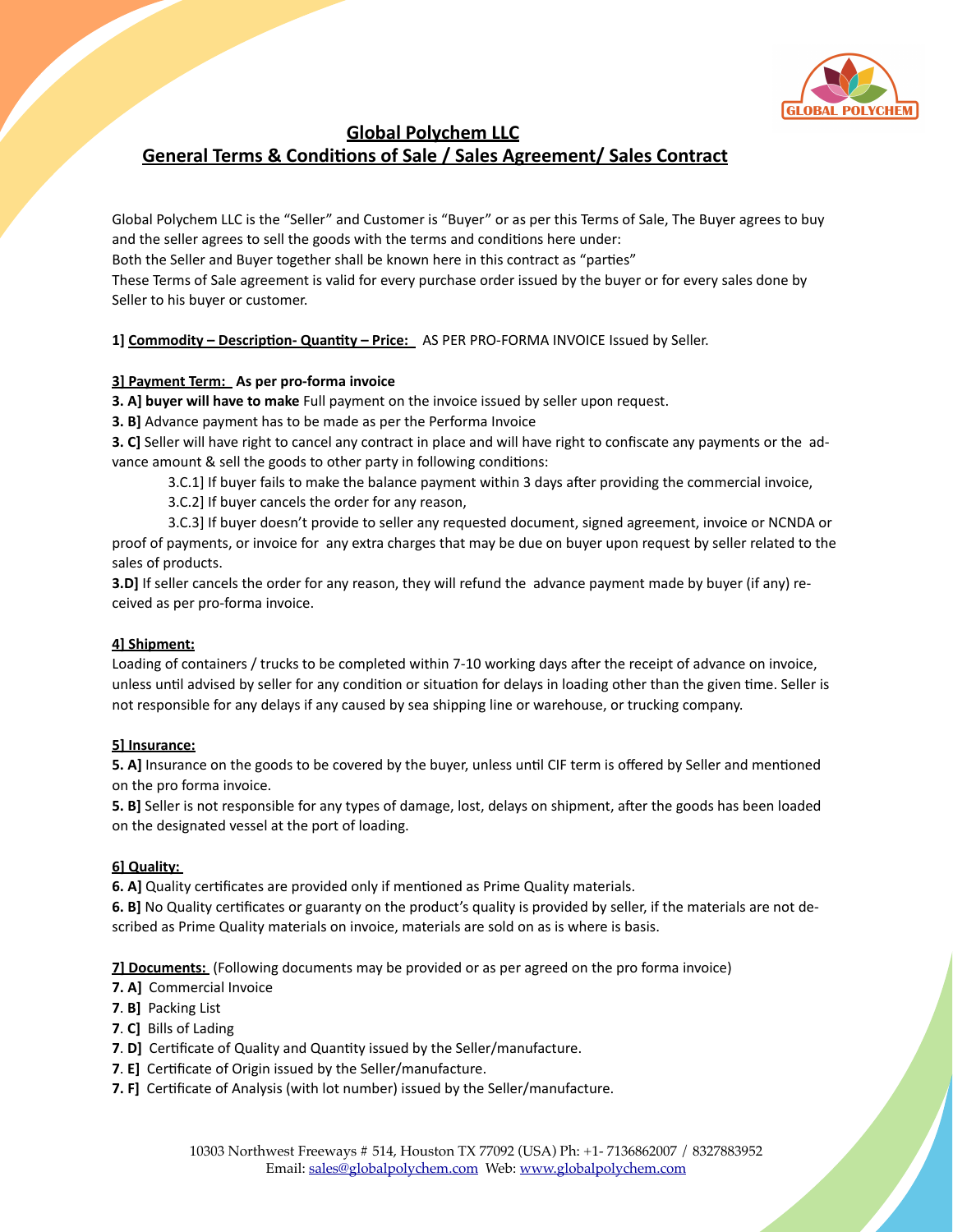# Global Polychem LLC

## General Terms & Conditions of Sale / Sales Agreement/ Sales Contract

Global Polychem LLC is the "Seller" and Customer is "Buyer" or as per this Terms of Sale, The Buyer agrees to buy and the seller agrees to sell the goods with the terms and conditions here under:
Both the Seller and Buyer together shall be known here in this contract as "parties"
These Terms of Sale agreement is valid for every purchase order issued by the buyer or for every sales done by Seller to his buyer or customer.

**1] Commodity – Description- Quantity – Price:** AS PER PRO-FORMA INVOICE Issued by Seller.

**3] Payment Term: As per pro-forma invoice**

**3. A] buyer will have to make** Full payment on the invoice issued by seller upon request.

**3. B]** Advance payment has to be made as per the Performa Invoice

**3. C]** Seller will have right to cancel any contract in place and will have right to confiscate any payments or the advance amount & sell the goods to other party in following conditions:

3.C.1] If buyer fails to make the balance payment within 3 days after providing the commercial invoice,

3.C.2] If buyer cancels the order for any reason,

3.C.3] If buyer doesn't provide to seller any requested document, signed agreement, invoice or NCNDA or proof of payments, or invoice for any extra charges that may be due on buyer upon request by seller related to the sales of products.

**3.D]** If seller cancels the order for any reason, they will refund the advance payment made by buyer (if any) received as per pro-forma invoice.

**4] Shipment:**

Loading of containers / trucks to be completed within 7-10 working days after the receipt of advance on invoice, unless until advised by seller for any condition or situation for delays in loading other than the given time. Seller is not responsible for any delays if any caused by sea shipping line or warehouse, or trucking company.

**5] Insurance:**

**5. A]** Insurance on the goods to be covered by the buyer, unless until CIF term is offered by Seller and mentioned on the pro forma invoice.

**5. B]** Seller is not responsible for any types of damage, lost, delays on shipment, after the goods has been loaded on the designated vessel at the port of loading.

**6] Quality:**

**6. A]** Quality certificates are provided only if mentioned as Prime Quality materials.

**6. B]** No Quality certificates or guaranty on the product's quality is provided by seller, if the materials are not described as Prime Quality materials on invoice, materials are sold on as is where is basis.

**7] Documents:** (Following documents may be provided or as per agreed on the pro forma invoice)

**7. A]** Commercial Invoice

**7. B]** Packing List

**7. C]** Bills of Lading

**7. D]** Certificate of Quality and Quantity issued by the Seller/manufacture.

**7. E]** Certificate of Origin issued by the Seller/manufacture.

**7. F]** Certificate of Analysis (with lot number) issued by the Seller/manufacture.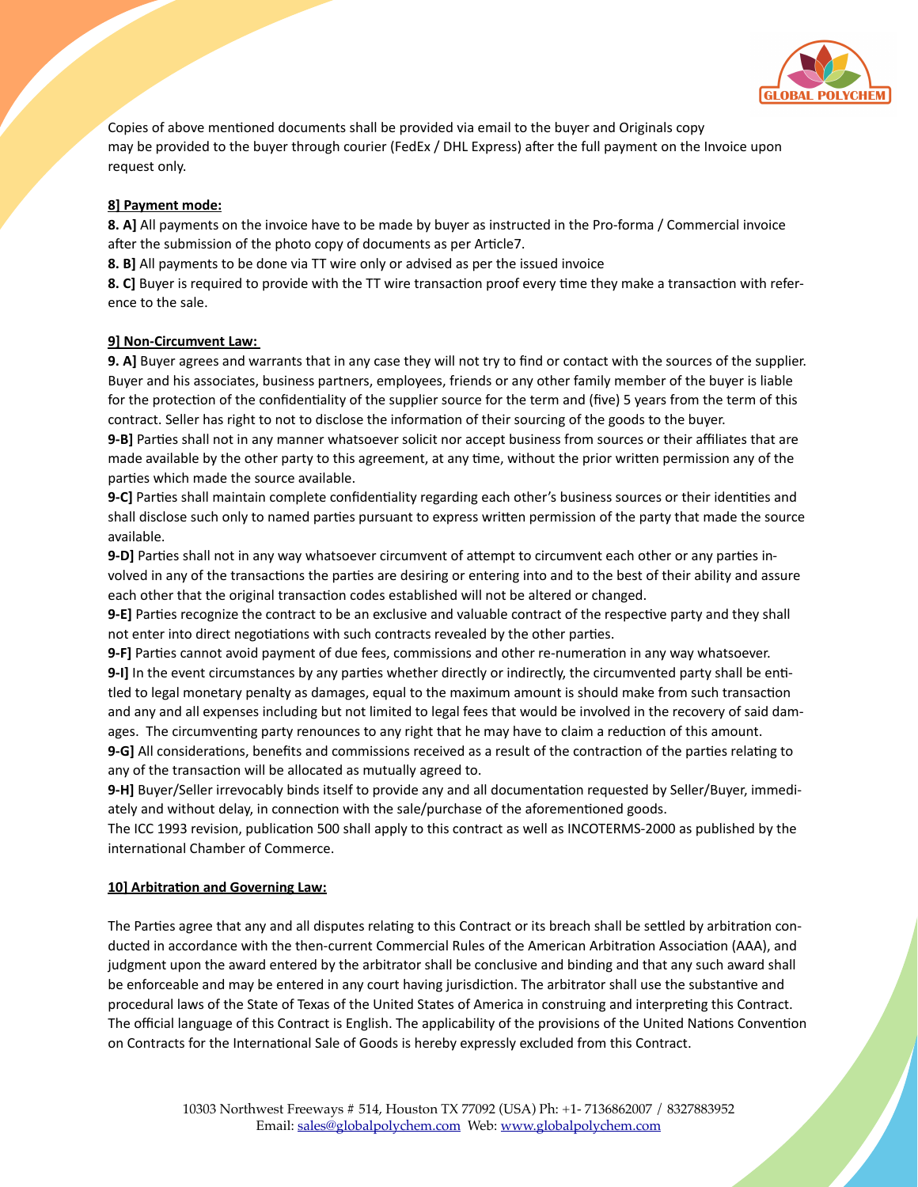Copies of above mentioned documents shall be provided via email to the buyer and Originals copy may be provided to the buyer through courier (FedEx / DHL Express) after the full payment on the Invoice upon request only.

**8] Payment mode:**

**8. A]** All payments on the invoice have to be made by buyer as instructed in the Pro-forma / Commercial invoice after the submission of the photo copy of documents as per Article7.

**8. B]** All payments to be done via TT wire only or advised as per the issued invoice

**8. C]** Buyer is required to provide with the TT wire transaction proof every time they make a transaction with reference to the sale.

**9] Non-Circumvent Law:**

**9. A]** Buyer agrees and warrants that in any case they will not try to find or contact with the sources of the supplier. Buyer and his associates, business partners, employees, friends or any other family member of the buyer is liable for the protection of the confidentiality of the supplier source for the term and (five) 5 years from the term of this contract. Seller has right to not to disclose the information of their sourcing of the goods to the buyer.

**9-B]** Parties shall not in any manner whatsoever solicit nor accept business from sources or their affiliates that are made available by the other party to this agreement, at any time, without the prior written permission any of the parties which made the source available.

**9-C]** Parties shall maintain complete confidentiality regarding each other's business sources or their identities and shall disclose such only to named parties pursuant to express written permission of the party that made the source available.

**9-D]** Parties shall not in any way whatsoever circumvent of attempt to circumvent each other or any parties involved in any of the transactions the parties are desiring or entering into and to the best of their ability and assure each other that the original transaction codes established will not be altered or changed.

**9-E]** Parties recognize the contract to be an exclusive and valuable contract of the respective party and they shall not enter into direct negotiations with such contracts revealed by the other parties.

**9-F]** Parties cannot avoid payment of due fees, commissions and other re-numeration in any way whatsoever.

**9-I]** In the event circumstances by any parties whether directly or indirectly, the circumvented party shall be entitled to legal monetary penalty as damages, equal to the maximum amount is should make from such transaction and any and all expenses including but not limited to legal fees that would be involved in the recovery of said damages. The circumventing party renounces to any right that he may have to claim a reduction of this amount.

**9-G]** All considerations, benefits and commissions received as a result of the contraction of the parties relating to any of the transaction will be allocated as mutually agreed to.

**9-H]** Buyer/Seller irrevocably binds itself to provide any and all documentation requested by Seller/Buyer, immediately and without delay, in connection with the sale/purchase of the aforementioned goods.

The ICC 1993 revision, publication 500 shall apply to this contract as well as INCOTERMS-2000 as published by the international Chamber of Commerce.

**10] Arbitration and Governing Law:**

The Parties agree that any and all disputes relating to this Contract or its breach shall be settled by arbitration conducted in accordance with the then-current Commercial Rules of the American Arbitration Association (AAA), and judgment upon the award entered by the arbitrator shall be conclusive and binding and that any such award shall be enforceable and may be entered in any court having jurisdiction. The arbitrator shall use the substantive and procedural laws of the State of Texas of the United States of America in construing and interpreting this Contract. The official language of this Contract is English. The applicability of the provisions of the United Nations Convention on Contracts for the International Sale of Goods is hereby expressly excluded from this Contract.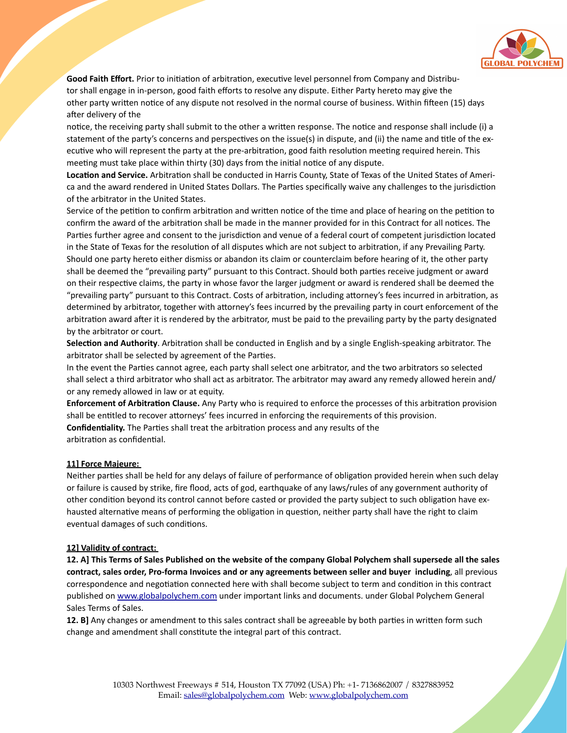**Good Faith Effort.** Prior to initiation of arbitration, executive level personnel from Company and Distributor shall engage in in-person, good faith efforts to resolve any dispute. Either Party hereto may give the other party written notice of any dispute not resolved in the normal course of business. Within fifteen (15) days after delivery of the notice, the receiving party shall submit to the other a written response. The notice and response shall include (i) a statement of the party's concerns and perspectives on the issue(s) in dispute, and (ii) the name and title of the executive who will represent the party at the pre-arbitration, good faith resolution meeting required herein. This meeting must take place within thirty (30) days from the initial notice of any dispute.

**Location and Service.** Arbitration shall be conducted in Harris County, State of Texas of the United States of America and the award rendered in United States Dollars. The Parties specifically waive any challenges to the jurisdiction of the arbitrator in the United States.

Service of the petition to confirm arbitration and written notice of the time and place of hearing on the petition to confirm the award of the arbitration shall be made in the manner provided for in this Contract for all notices. The Parties further agree and consent to the jurisdiction and venue of a federal court of competent jurisdiction located in the State of Texas for the resolution of all disputes which are not subject to arbitration, if any Prevailing Party. Should one party hereto either dismiss or abandon its claim or counterclaim before hearing of it, the other party shall be deemed the "prevailing party" pursuant to this Contract. Should both parties receive judgment or award on their respective claims, the party in whose favor the larger judgment or award is rendered shall be deemed the "prevailing party" pursuant to this Contract. Costs of arbitration, including attorney's fees incurred in arbitration, as determined by arbitrator, together with attorney's fees incurred by the prevailing party in court enforcement of the arbitration award after it is rendered by the arbitrator, must be paid to the prevailing party by the party designated by the arbitrator or court.

**Selection and Authority**. Arbitration shall be conducted in English and by a single English-speaking arbitrator. The arbitrator shall be selected by agreement of the Parties.

In the event the Parties cannot agree, each party shall select one arbitrator, and the two arbitrators so selected shall select a third arbitrator who shall act as arbitrator. The arbitrator may award any remedy allowed herein and/or any remedy allowed in law or at equity.

**Enforcement of Arbitration Clause.** Any Party who is required to enforce the processes of this arbitration provision shall be entitled to recover attorneys' fees incurred in enforcing the requirements of this provision.

**Confidentiality.** The Parties shall treat the arbitration process and any results of the arbitration as confidential.

**11] Force Majeure:**

Neither parties shall be held for any delays of failure of performance of obligation provided herein when such delay or failure is caused by strike, fire flood, acts of god, earthquake of any laws/rules of any government authority of other condition beyond its control cannot before casted or provided the party subject to such obligation have exhausted alternative means of performing the obligation in question, neither party shall have the right to claim eventual damages of such conditions.

**12] Validity of contract:**

**12. A] This Terms of Sales Published on the website of the company Global Polychem shall supersede all the sales contract, sales order, Pro-forma Invoices and or any agreements between seller and buyer including**, all previous correspondence and negotiation connected here with shall become subject to term and condition in this contract published on www.globalpolychem.com under important links and documents. under Global Polychem General Sales Terms of Sales.

**12. B]** Any changes or amendment to this sales contract shall be agreeable by both parties in written form such change and amendment shall constitute the integral part of this contract.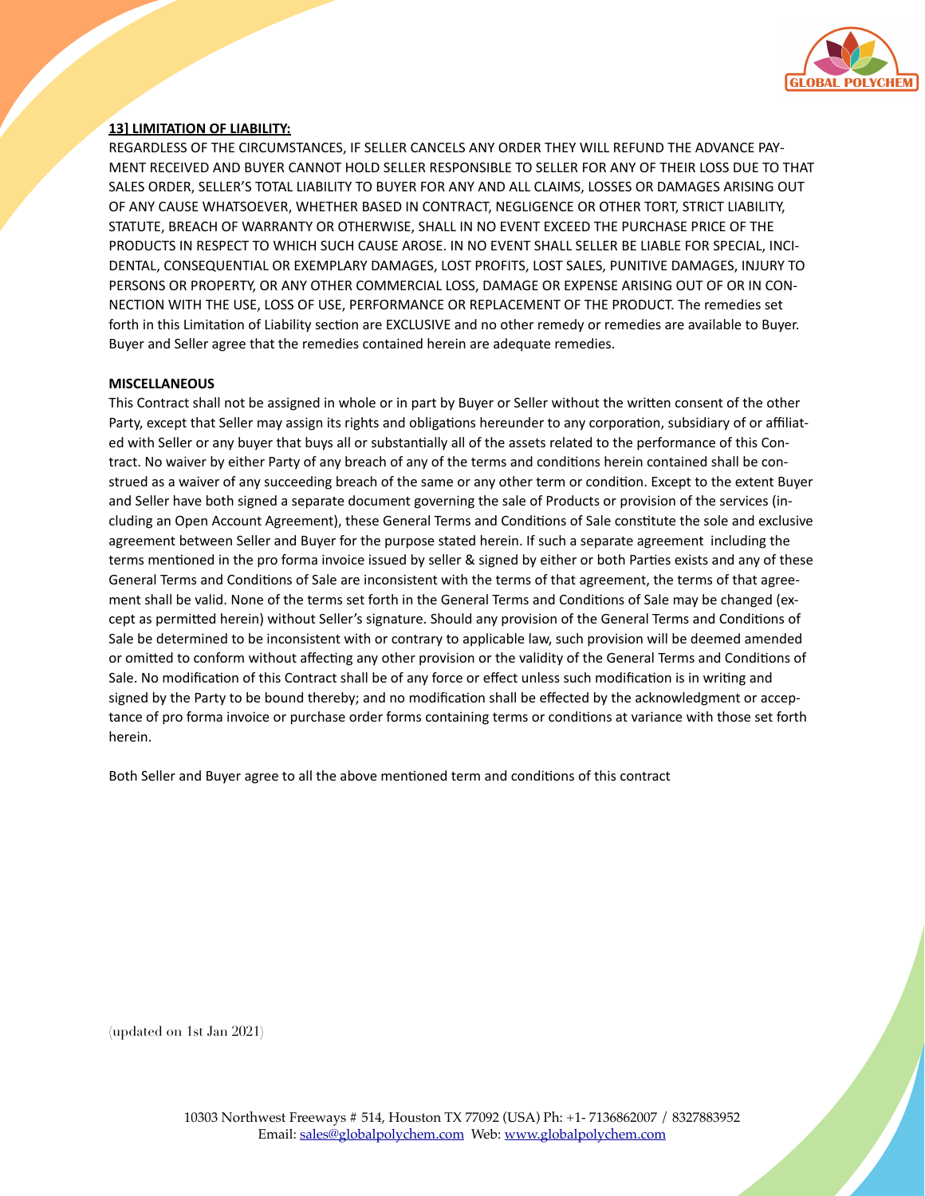**13] LIMITATION OF LIABILITY:**

REGARDLESS OF THE CIRCUMSTANCES, IF SELLER CANCELS ANY ORDER THEY WILL REFUND THE ADVANCE PAYMENT RECEIVED AND BUYER CANNOT HOLD SELLER RESPONSIBLE TO SELLER FOR ANY OF THEIR LOSS DUE TO THAT SALES ORDER, SELLER'S TOTAL LIABILITY TO BUYER FOR ANY AND ALL CLAIMS, LOSSES OR DAMAGES ARISING OUT OF ANY CAUSE WHATSOEVER, WHETHER BASED IN CONTRACT, NEGLIGENCE OR OTHER TORT, STRICT LIABILITY, STATUTE, BREACH OF WARRANTY OR OTHERWISE, SHALL IN NO EVENT EXCEED THE PURCHASE PRICE OF THE PRODUCTS IN RESPECT TO WHICH SUCH CAUSE AROSE. IN NO EVENT SHALL SELLER BE LIABLE FOR SPECIAL, INCIDENTAL, CONSEQUENTIAL OR EXEMPLARY DAMAGES, LOST PROFITS, LOST SALES, PUNITIVE DAMAGES, INJURY TO PERSONS OR PROPERTY, OR ANY OTHER COMMERCIAL LOSS, DAMAGE OR EXPENSE ARISING OUT OF OR IN CONNECTION WITH THE USE, LOSS OF USE, PERFORMANCE OR REPLACEMENT OF THE PRODUCT. The remedies set forth in this Limitation of Liability section are EXCLUSIVE and no other remedy or remedies are available to Buyer. Buyer and Seller agree that the remedies contained herein are adequate remedies.

**MISCELLANEOUS**

This Contract shall not be assigned in whole or in part by Buyer or Seller without the written consent of the other Party, except that Seller may assign its rights and obligations hereunder to any corporation, subsidiary of or affiliated with Seller or any buyer that buys all or substantially all of the assets related to the performance of this Contract. No waiver by either Party of any breach of any of the terms and conditions herein contained shall be construed as a waiver of any succeeding breach of the same or any other term or condition. Except to the extent Buyer and Seller have both signed a separate document governing the sale of Products or provision of the services (including an Open Account Agreement), these General Terms and Conditions of Sale constitute the sole and exclusive agreement between Seller and Buyer for the purpose stated herein. If such a separate agreement including the terms mentioned in the pro forma invoice issued by seller & signed by either or both Parties exists and any of these General Terms and Conditions of Sale are inconsistent with the terms of that agreement, the terms of that agreement shall be valid. None of the terms set forth in the General Terms and Conditions of Sale may be changed (except as permitted herein) without Seller's signature. Should any provision of the General Terms and Conditions of Sale be determined to be inconsistent with or contrary to applicable law, such provision will be deemed amended or omitted to conform without affecting any other provision or the validity of the General Terms and Conditions of Sale. No modification of this Contract shall be of any force or effect unless such modification is in writing and signed by the Party to be bound thereby; and no modification shall be effected by the acknowledgment or acceptance of pro forma invoice or purchase order forms containing terms or conditions at variance with those set forth herein.

Both Seller and Buyer agree to all the above mentioned term and conditions of this contract

(updated on 1st Jan 2021)

10303 Northwest Freeways # 514, Houston TX 77092 (USA) Ph: +1- 7136862007 / 8327883952
Email: sales@globalpolychem.com Web: www.globalpolychem.com